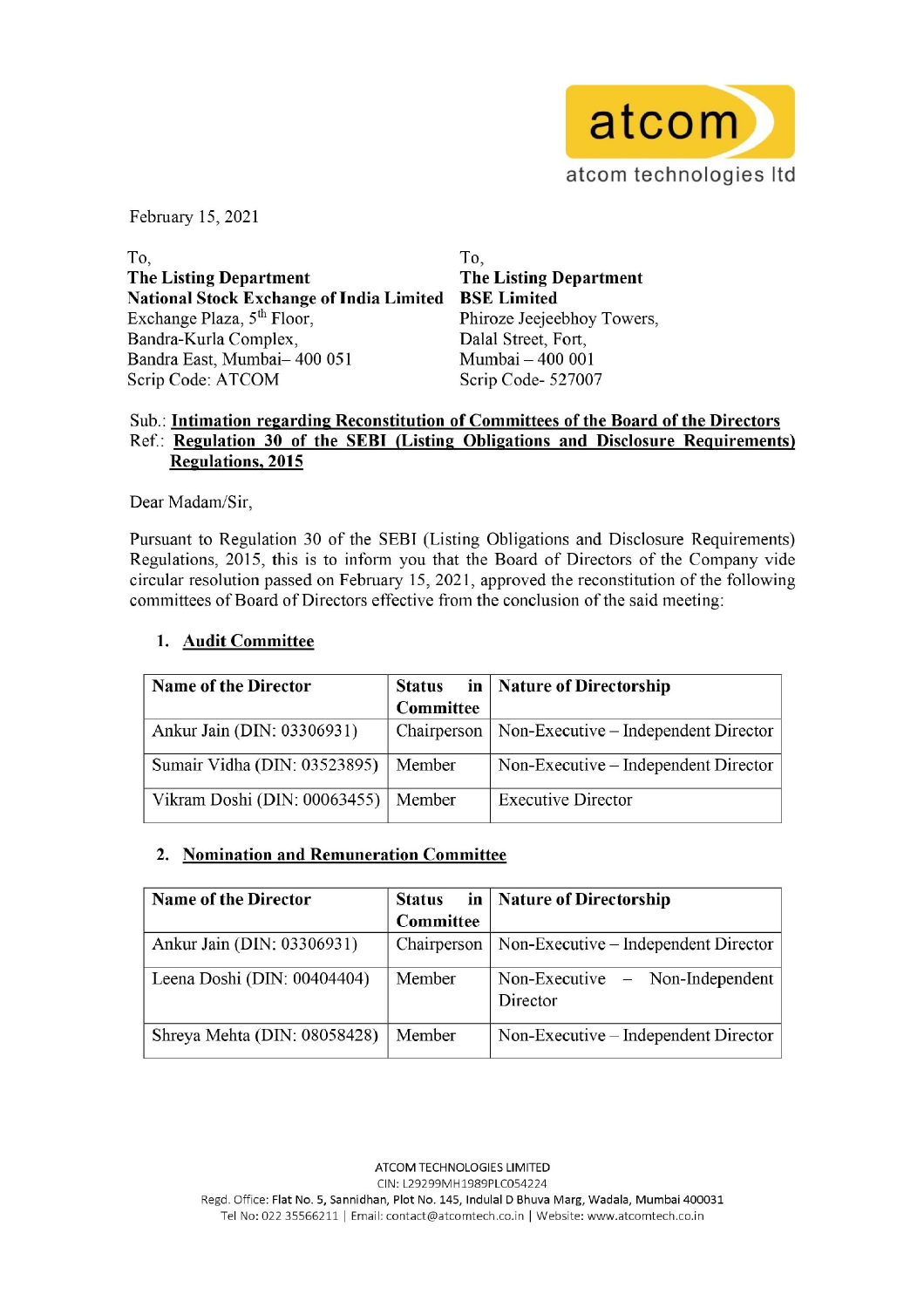atcom
atcom technologies ltd

February 15, 2021

To,
**The Listing Department**
**National Stock Exchange of India Limited**
Exchange Plaza, 5th Floor,
Bandra-Kurla Complex,
Bandra East, Mumbai– 400 051
Scrip Code: ATCOM

To,
**The Listing Department**
**BSE Limited**
Phiroze Jeejeebhoy Towers,
Dalal Street, Fort,
Mumbai – 400 001
Scrip Code- 527007

Sub.: **Intimation regarding Reconstitution of Committees of the Board of the Directors**
Ref.: **Regulation 30 of the SEBI (Listing Obligations and Disclosure Requirements) Regulations, 2015**

Dear Madam/Sir,

Pursuant to Regulation 30 of the SEBI (Listing Obligations and Disclosure Requirements) Regulations, 2015, this is to inform you that the Board of Directors of the Company vide circular resolution passed on February 15, 2021, approved the reconstitution of the following committees of Board of Directors effective from the conclusion of the said meeting:

1. **Audit Committee**

| Name of the Director | Status in Committee | Nature of Directorship |
|---|---|---|
| Ankur Jain (DIN: 03306931) | Chairperson | Non-Executive – Independent Director |
| Sumair Vidha (DIN: 03523895) | Member | Non-Executive – Independent Director |
| Vikram Doshi (DIN: 00063455) | Member | Executive Director |

2. **Nomination and Remuneration Committee**

| Name of the Director | Status in Committee | Nature of Directorship |
|---|---|---|
| Ankur Jain (DIN: 03306931) | Chairperson | Non-Executive – Independent Director |
| Leena Doshi (DIN: 00404404) | Member | Non-Executive – Non-Independent Director |
| Shreya Mehta (DIN: 08058428) | Member | Non-Executive – Independent Director |

ATCOM TECHNOLOGIES LIMITED
CIN: L29299MH1989PLC054224
Regd. Office: Flat No. 5, Sannidhan, Plot No. 145, Indulal D Bhuva Marg, Wadala, Mumbai 400031
Tel No: 022 35566211 | Email: contact@atcomtech.co.in | Website: www.atcomtech.co.in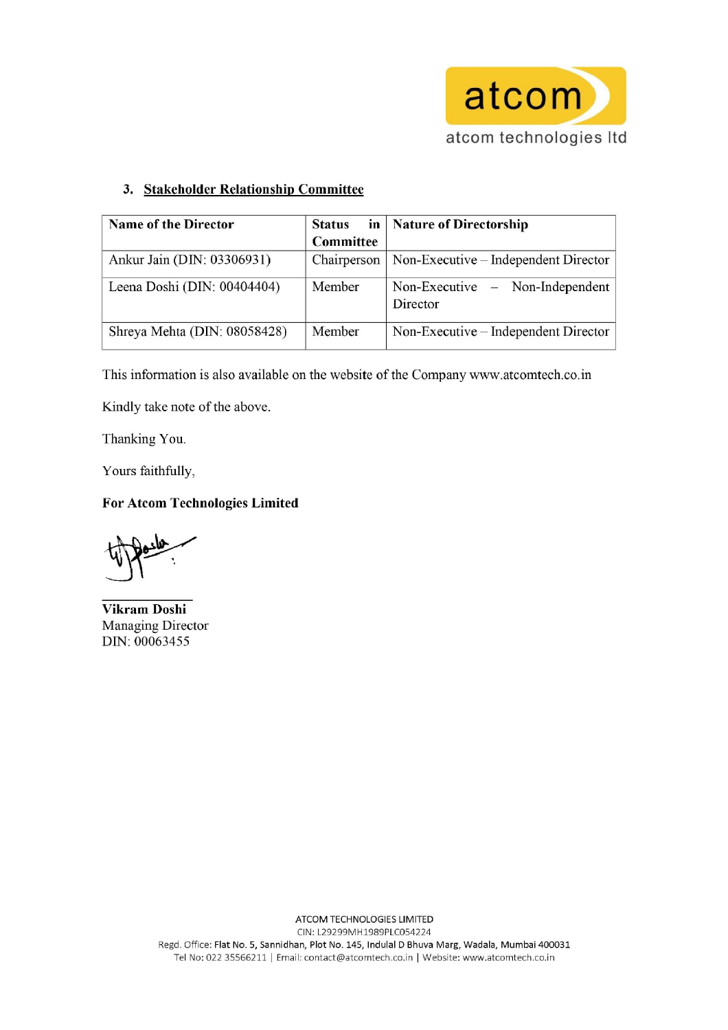### 3. Stakeholder Relationship Committee

| Name of the Director | Status in Committee | Nature of Directorship |
|---|---|---|
| Ankur Jain (DIN: 03306931) | Chairperson | Non-Executive – Independent Director |
| Leena Doshi (DIN: 00404404) | Member | Non-Executive – Non-Independent Director |
| Shreya Mehta (DIN: 08058428) | Member | Non-Executive – Independent Director |

This information is also available on the website of the Company www.atcomtech.co.in

Kindly take note of the above.

Thanking You.

Yours faithfully,

**For Atcom Technologies Limited**

**Vikram Doshi**
Managing Director
DIN: 00063455

ATCOM TECHNOLOGIES LIMITED
CIN: L29299MH1989PLC054224
Regd. Office: Flat No. 5, Sannidhan, Plot No. 145, Indulal D Bhuva Marg, Wadala, Mumbai 400031
Tel No: 022 35566211 | Email: contact@atcomtech.co.in | Website: www.atcomtech.co.in